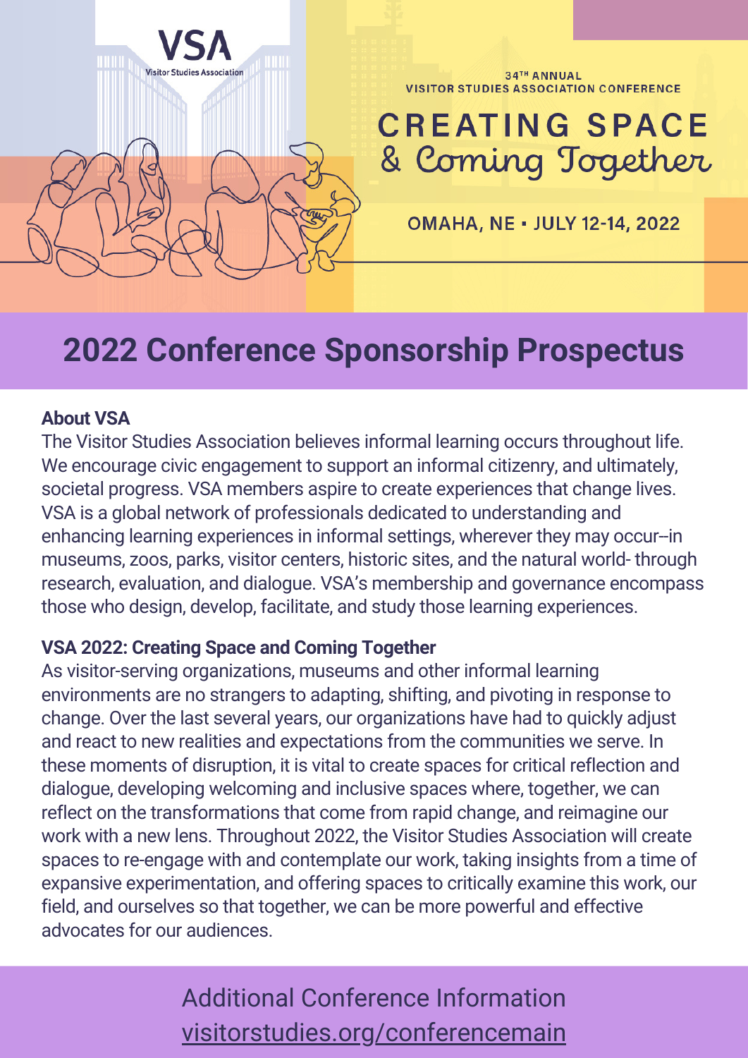VSA
Visitor Studies Association

34TH ANNUAL
VISITOR STUDIES ASSOCIATION CONFERENCE

# CREATING SPACE & Coming Together

OMAHA, NE • JULY 12-14, 2022

# 2022 Conference Sponsorship Prospectus

**About VSA**

The Visitor Studies Association believes informal learning occurs throughout life. We encourage civic engagement to support an informal citizenry, and ultimately, societal progress. VSA members aspire to create experiences that change lives. VSA is a global network of professionals dedicated to understanding and enhancing learning experiences in informal settings, wherever they may occur--in museums, zoos, parks, visitor centers, historic sites, and the natural world- through research, evaluation, and dialogue. VSA's membership and governance encompass those who design, develop, facilitate, and study those learning experiences.

**VSA 2022: Creating Space and Coming Together**

As visitor-serving organizations, museums and other informal learning environments are no strangers to adapting, shifting, and pivoting in response to change. Over the last several years, our organizations have had to quickly adjust and react to new realities and expectations from the communities we serve. In these moments of disruption, it is vital to create spaces for critical reflection and dialogue, developing welcoming and inclusive spaces where, together, we can reflect on the transformations that come from rapid change, and reimagine our work with a new lens. Throughout 2022, the Visitor Studies Association will create spaces to re-engage with and contemplate our work, taking insights from a time of expansive experimentation, and offering spaces to critically examine this work, our field, and ourselves so that together, we can be more powerful and effective advocates for our audiences.

Additional Conference Information
visitorstudies.org/conferencemain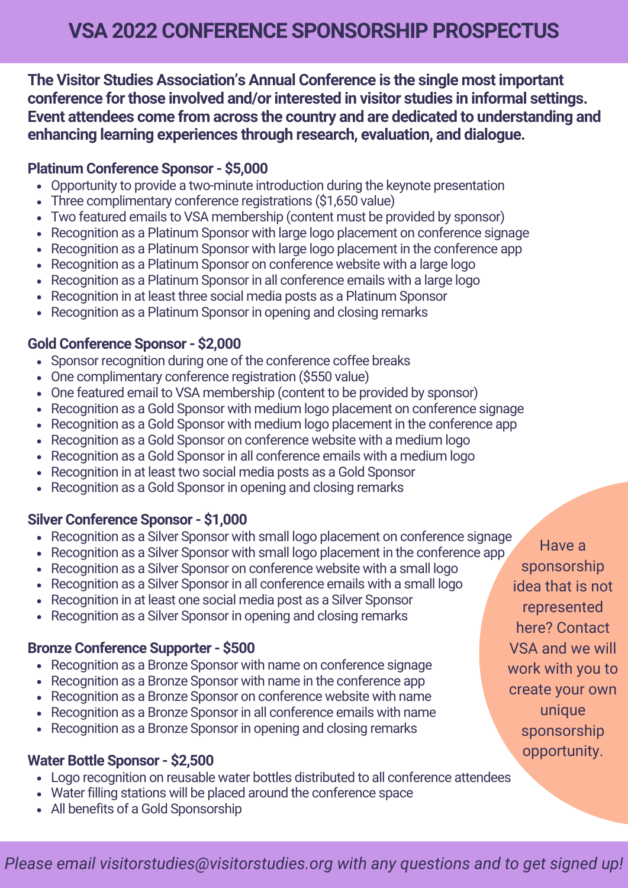# VSA 2022 CONFERENCE SPONSORSHIP PROSPECTUS

**The Visitor Studies Association's Annual Conference is the single most important conference for those involved and/or interested in visitor studies in informal settings. Event attendees come from across the country and are dedicated to understanding and enhancing learning experiences through research, evaluation, and dialogue.**

### Platinum Conference Sponsor - $5,000

- Opportunity to provide a two-minute introduction during the keynote presentation
- Three complimentary conference registrations ($1,650 value)
- Two featured emails to VSA membership (content must be provided by sponsor)
- Recognition as a Platinum Sponsor with large logo placement on conference signage
- Recognition as a Platinum Sponsor with large logo placement in the conference app
- Recognition as a Platinum Sponsor on conference website with a large logo
- Recognition as a Platinum Sponsor in all conference emails with a large logo
- Recognition in at least three social media posts as a Platinum Sponsor
- Recognition as a Platinum Sponsor in opening and closing remarks

### Gold Conference Sponsor - $2,000

- Sponsor recognition during one of the conference coffee breaks
- One complimentary conference registration ($550 value)
- One featured email to VSA membership (content to be provided by sponsor)
- Recognition as a Gold Sponsor with medium logo placement on conference signage
- Recognition as a Gold Sponsor with medium logo placement in the conference app
- Recognition as a Gold Sponsor on conference website with a medium logo
- Recognition as a Gold Sponsor in all conference emails with a medium logo
- Recognition in at least two social media posts as a Gold Sponsor
- Recognition as a Gold Sponsor in opening and closing remarks

### Silver Conference Sponsor - $1,000

- Recognition as a Silver Sponsor with small logo placement on conference signage
- Recognition as a Silver Sponsor with small logo placement in the conference app
- Recognition as a Silver Sponsor on conference website with a small logo
- Recognition as a Silver Sponsor in all conference emails with a small logo
- Recognition in at least one social media post as a Silver Sponsor
- Recognition as a Silver Sponsor in opening and closing remarks

### Bronze Conference Supporter - $500

- Recognition as a Bronze Sponsor with name on conference signage
- Recognition as a Bronze Sponsor with name in the conference app
- Recognition as a Bronze Sponsor on conference website with name
- Recognition as a Bronze Sponsor in all conference emails with name
- Recognition as a Bronze Sponsor in opening and closing remarks

### Water Bottle Sponsor - $2,500

- Logo recognition on reusable water bottles distributed to all conference attendees
- Water filling stations will be placed around the conference space
- All benefits of a Gold Sponsorship

Have a sponsorship idea that is not represented here? Contact VSA and we will work with you to create your own unique sponsorship opportunity.

*Please email visitorstudies@visitorstudies.org with any questions and to get signed up!*